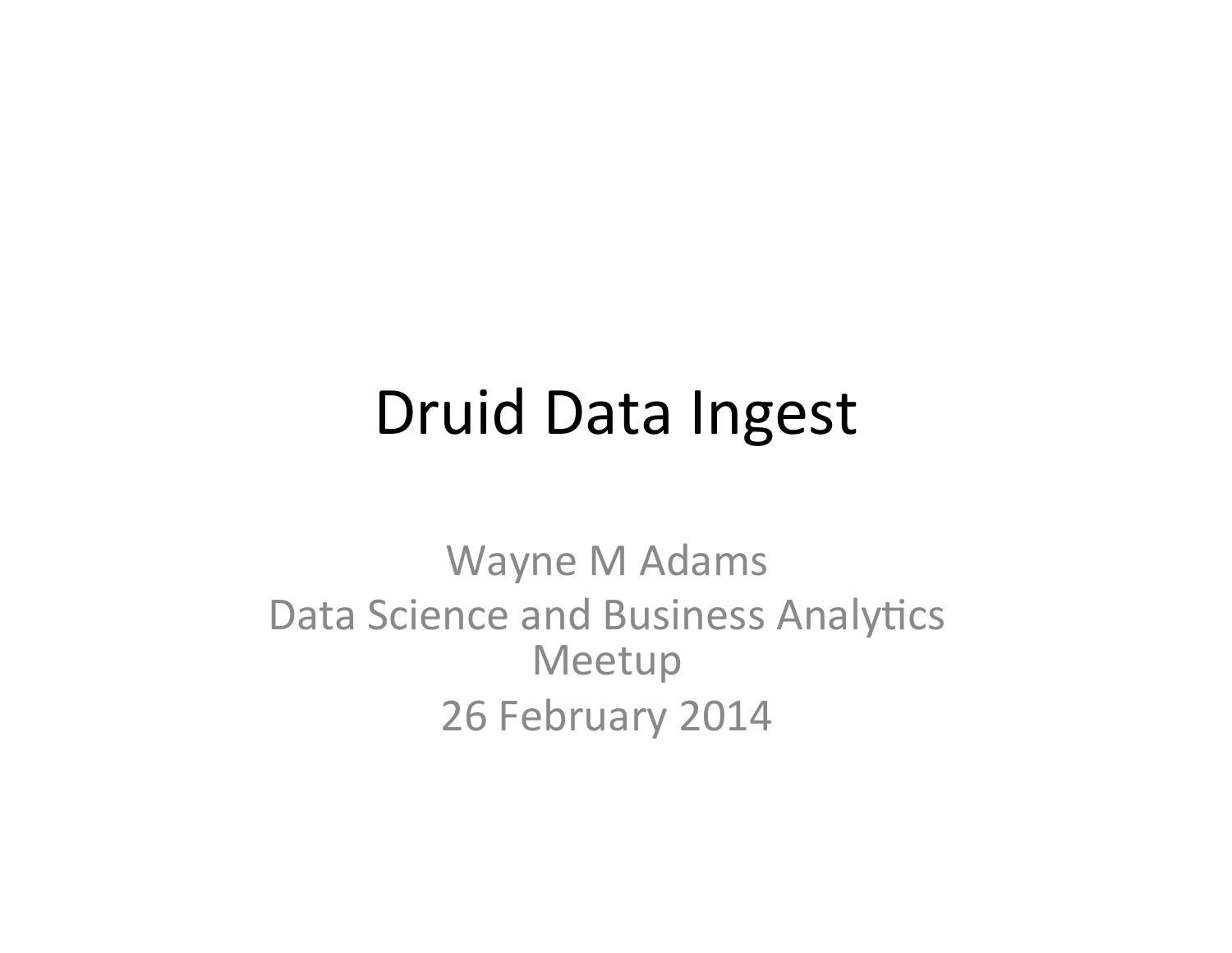# Druid Data Ingest

Wayne M Adams

Data Science and Business Analytics Meetup

26 February 2014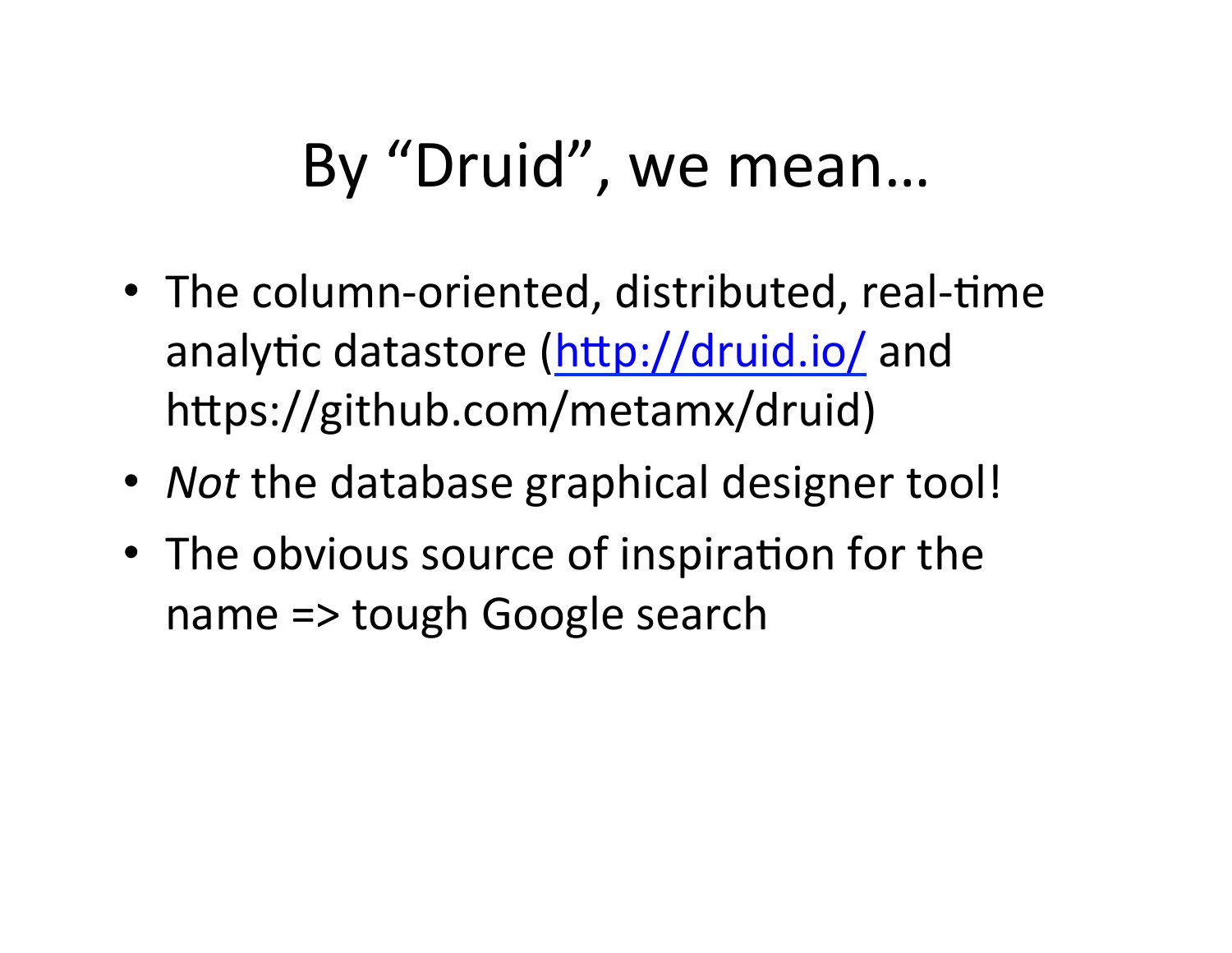# By "Druid", we mean…

- The column-oriented, distributed, real-time analytic datastore ([http://druid.io/](http://druid.io/) and https://github.com/metamx/druid)
- *Not* the database graphical designer tool!
- The obvious source of inspiration for the name => tough Google search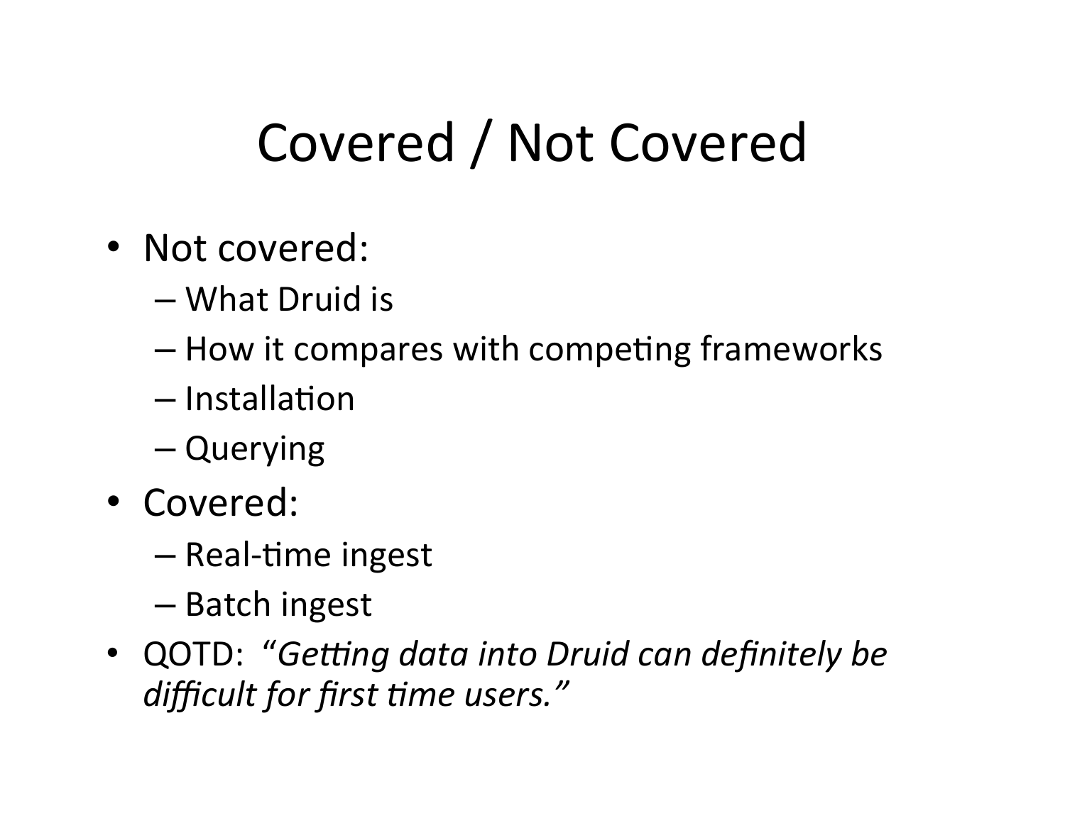# Covered / Not Covered

- Not covered:
  - What Druid is
  - How it compares with competing frameworks
  - Installation
  - Querying
- Covered:
  - Real-time ingest
  - Batch ingest
- QOTD: *"Getting data into Druid can definitely be difficult for first time users."*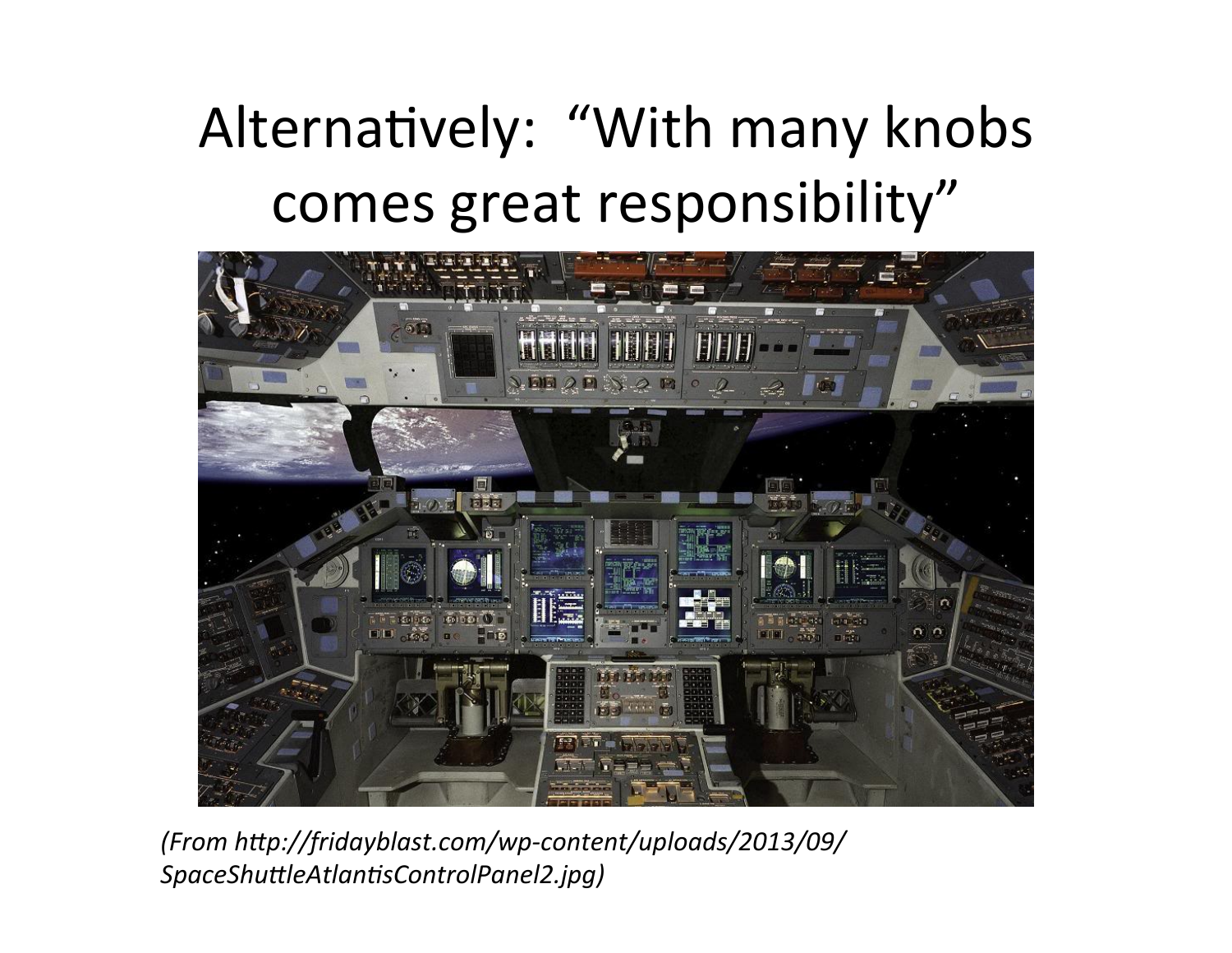# Alternatively: "With many knobs comes great responsibility"

*(From http://fridayblast.com/wp-content/uploads/2013/09/SpaceShuttleAtlantisControlPanel2.jpg)*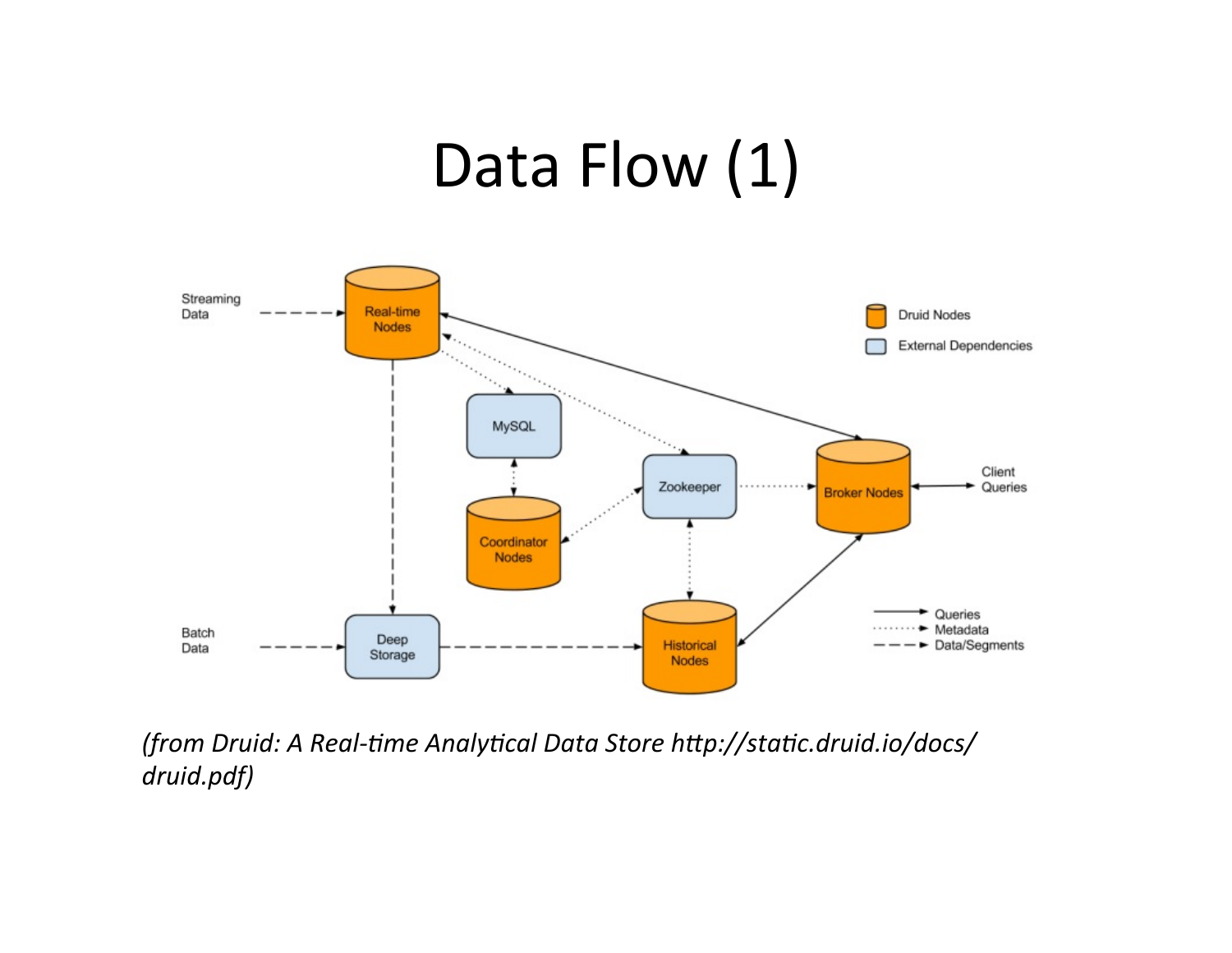# Data Flow (1)

*(from Druid: A Real-time Analytical Data Store http://static.druid.io/docs/druid.pdf)*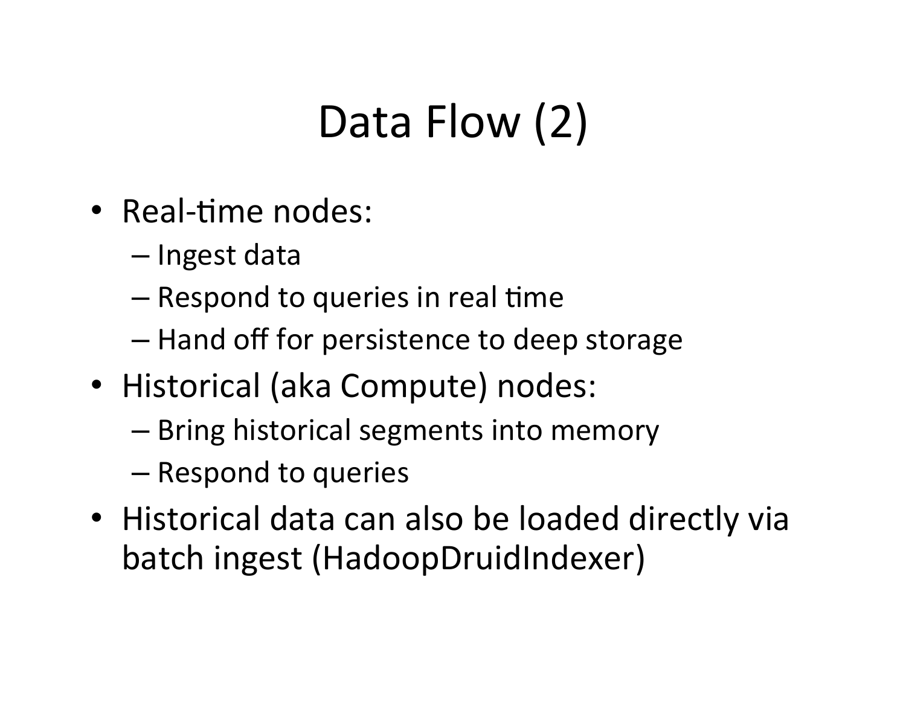# Data Flow (2)

- Real-time nodes:
  - Ingest data
  - Respond to queries in real time
  - Hand off for persistence to deep storage
- Historical (aka Compute) nodes:
  - Bring historical segments into memory
  - Respond to queries
- Historical data can also be loaded directly via batch ingest (HadoopDruidIndexer)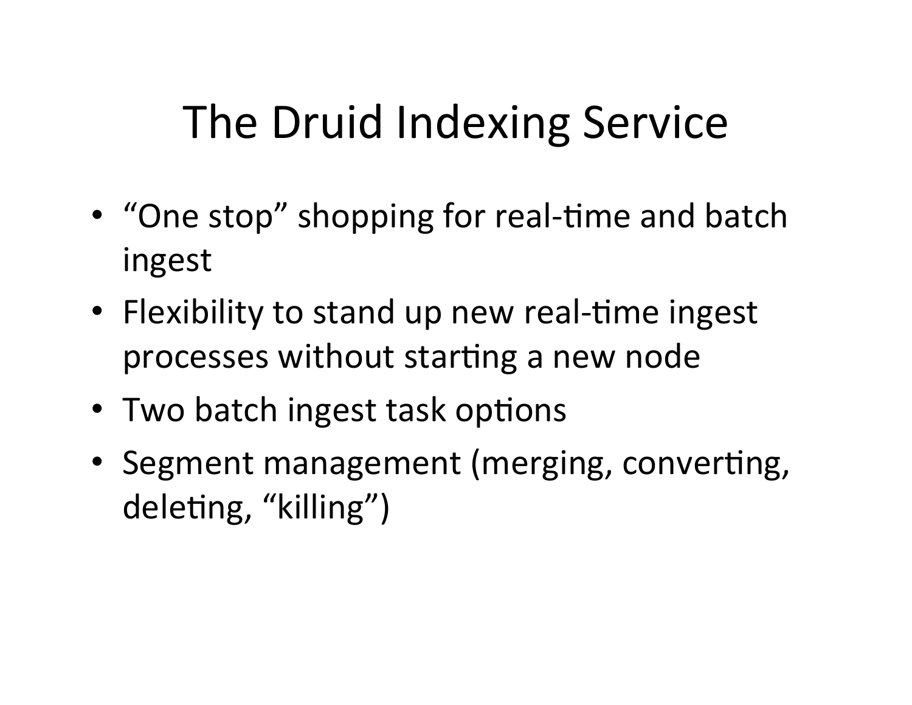# The Druid Indexing Service

- "One stop" shopping for real-time and batch ingest
- Flexibility to stand up new real-time ingest processes without starting a new node
- Two batch ingest task options
- Segment management (merging, converting, deleting, "killing")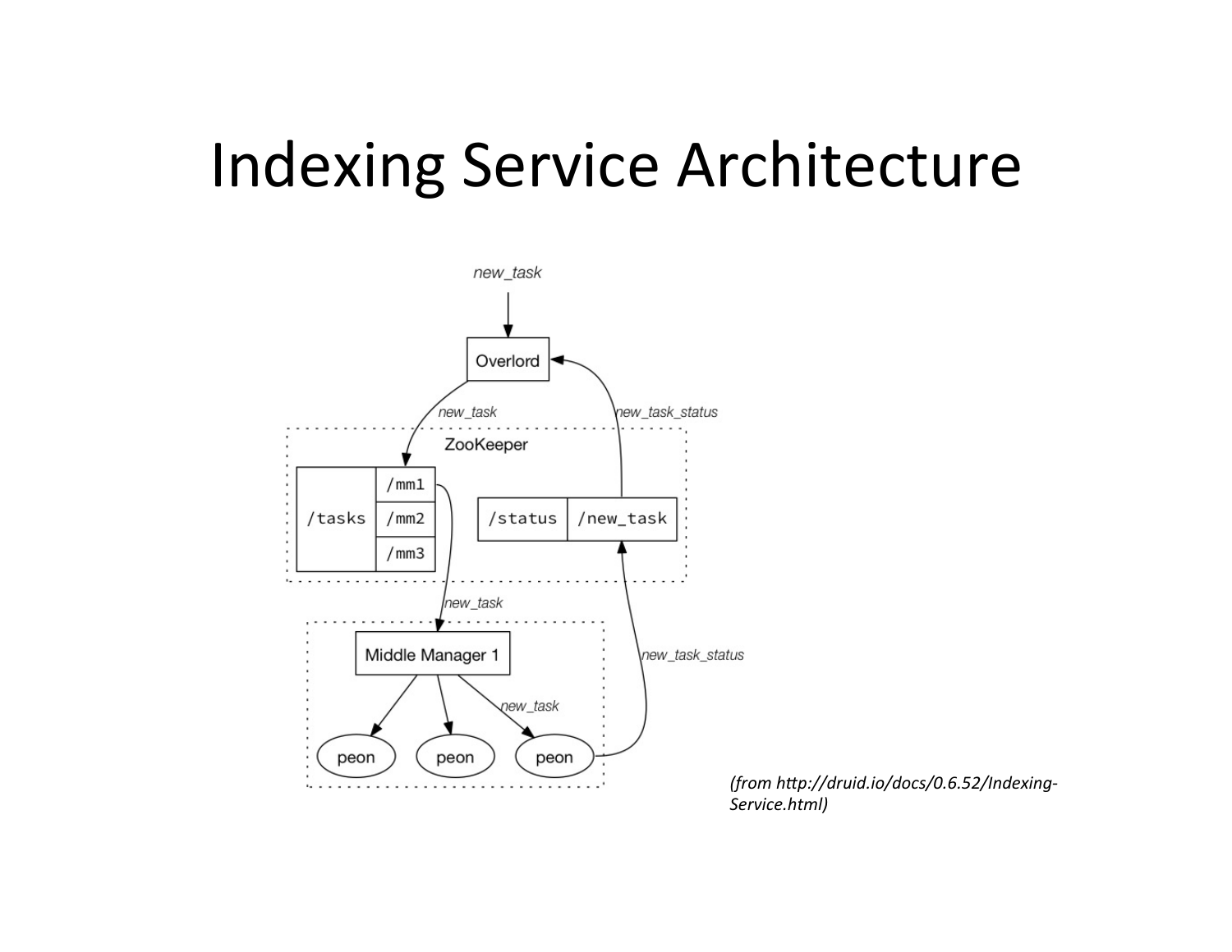# Indexing Service Architecture

new_task

Overlord

new_task

new_task_status

ZooKeeper

/tasks

/mm1

/mm2

/mm3

/status

/new_task

new_task

Middle Manager 1

new_task

new_task_status

peon

peon

peon

*(from http://druid.io/docs/0.6.52/Indexing-Service.html)*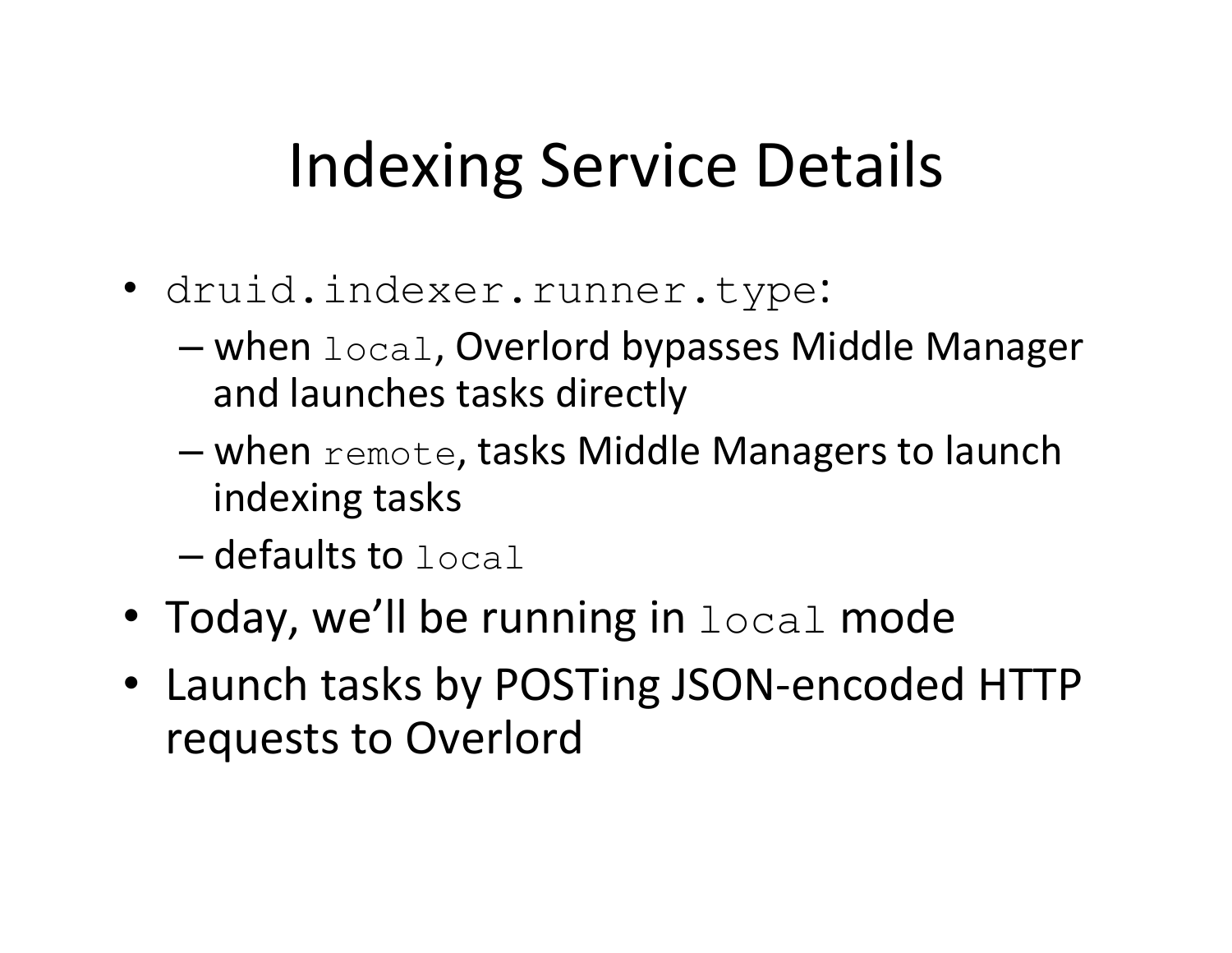# Indexing Service Details

- `druid.indexer.runner.type`:
  - when `local`, Overlord bypasses Middle Manager and launches tasks directly
  - when `remote`, tasks Middle Managers to launch indexing tasks
  - defaults to `local`
- Today, we'll be running in `local` mode
- Launch tasks by POSTing JSON-encoded HTTP requests to Overlord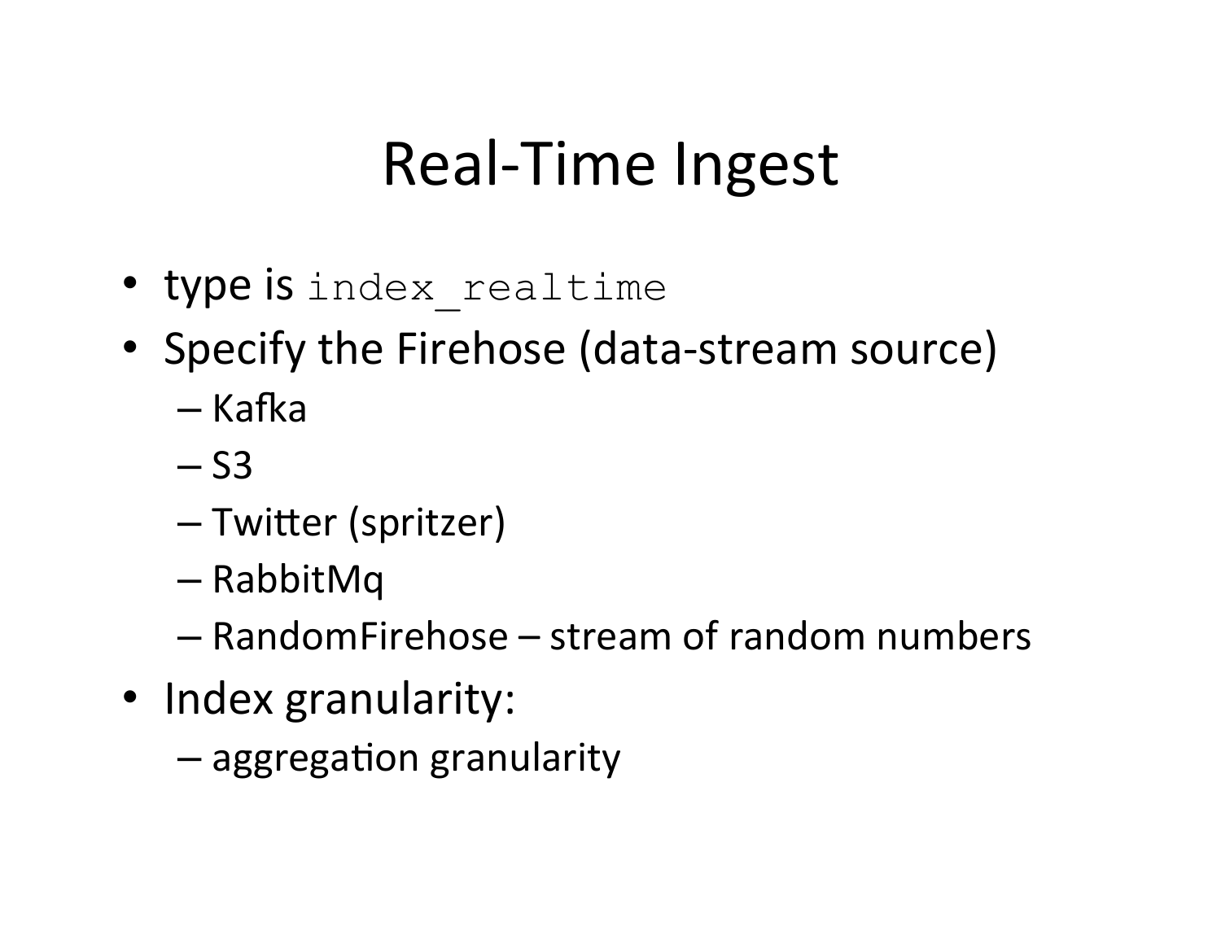# Real-Time Ingest

- type is `index_realtime`
- Specify the Firehose (data-stream source)
  - Kafka
  - S3
  - Twitter (spritzer)
  - RabbitMq
  - RandomFirehose – stream of random numbers
- Index granularity:
  - aggregation granularity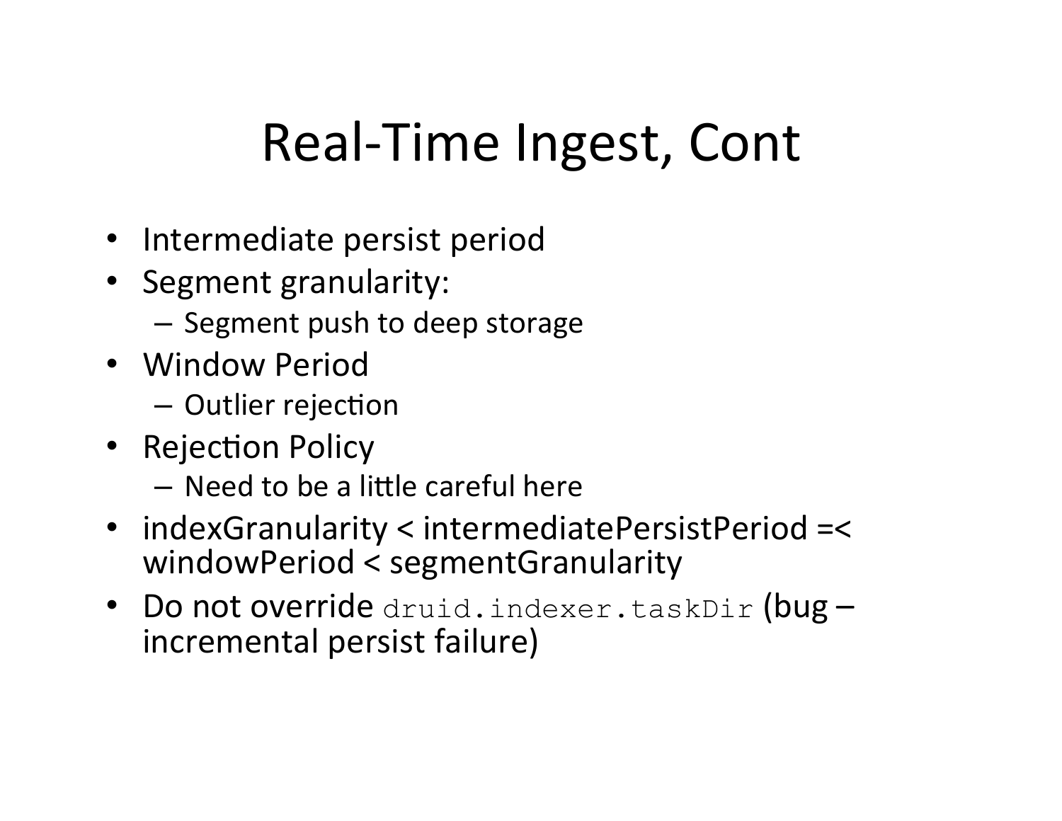# Real-Time Ingest, Cont

- Intermediate persist period
- Segment granularity:
  - Segment push to deep storage
- Window Period
  - Outlier rejection
- Rejection Policy
  - Need to be a little careful here
- indexGranularity < intermediatePersistPeriod =< windowPeriod < segmentGranularity
- Do not override `druid.indexer.taskDir` (bug – incremental persist failure)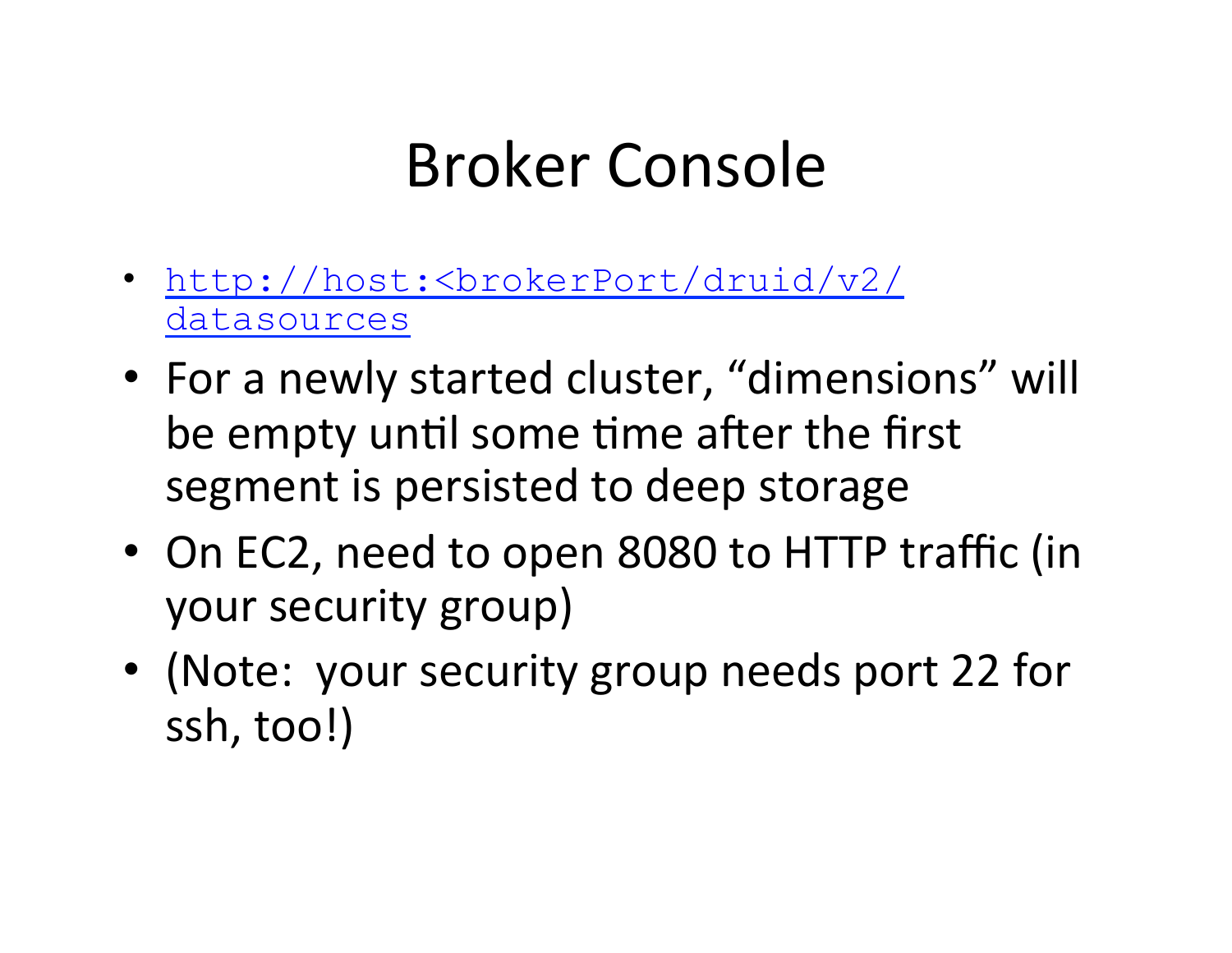# Broker Console

- http://host:<brokerPort/druid/v2/datasources
- For a newly started cluster, “dimensions” will be empty until some time after the first segment is persisted to deep storage
- On EC2, need to open 8080 to HTTP traffic (in your security group)
- (Note: your security group needs port 22 for ssh, too!)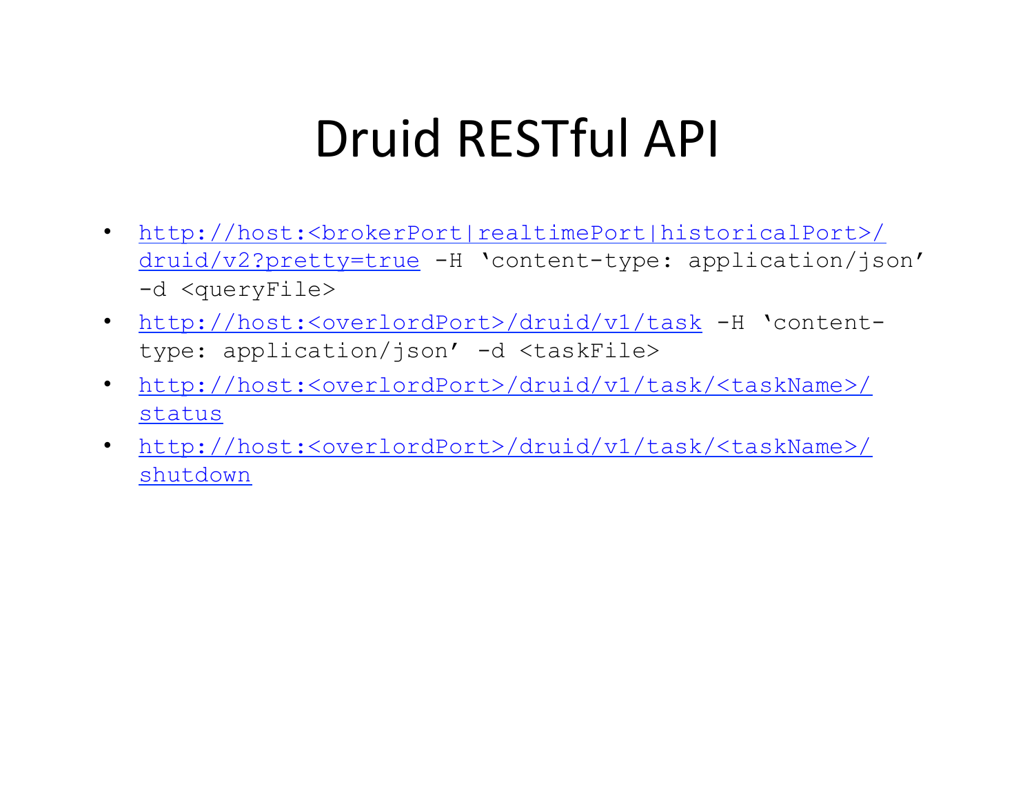# Druid RESTful API

- http://host:<brokerPort|realtimePort|historicalPort>/druid/v2?pretty=true -H 'content-type: application/json' -d <queryFile>
- http://host:<overlordPort>/druid/v1/task -H 'content-type: application/json' -d <taskFile>
- http://host:<overlordPort>/druid/v1/task/<taskName>/status
- http://host:<overlordPort>/druid/v1/task/<taskName>/shutdown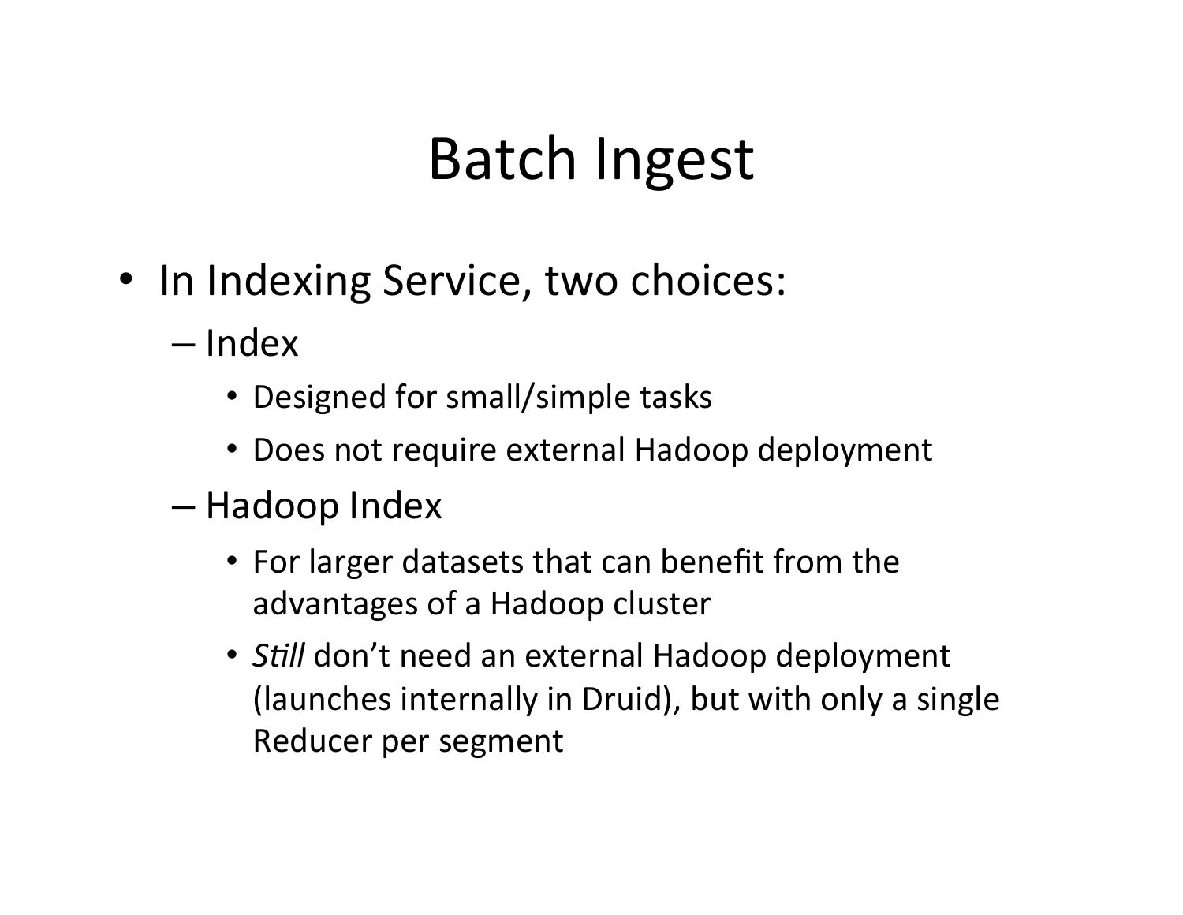# Batch Ingest

- In Indexing Service, two choices:
  - Index
    - Designed for small/simple tasks
    - Does not require external Hadoop deployment
  - Hadoop Index
    - For larger datasets that can benefit from the advantages of a Hadoop cluster
    - *Still* don't need an external Hadoop deployment (launches internally in Druid), but with only a single Reducer per segment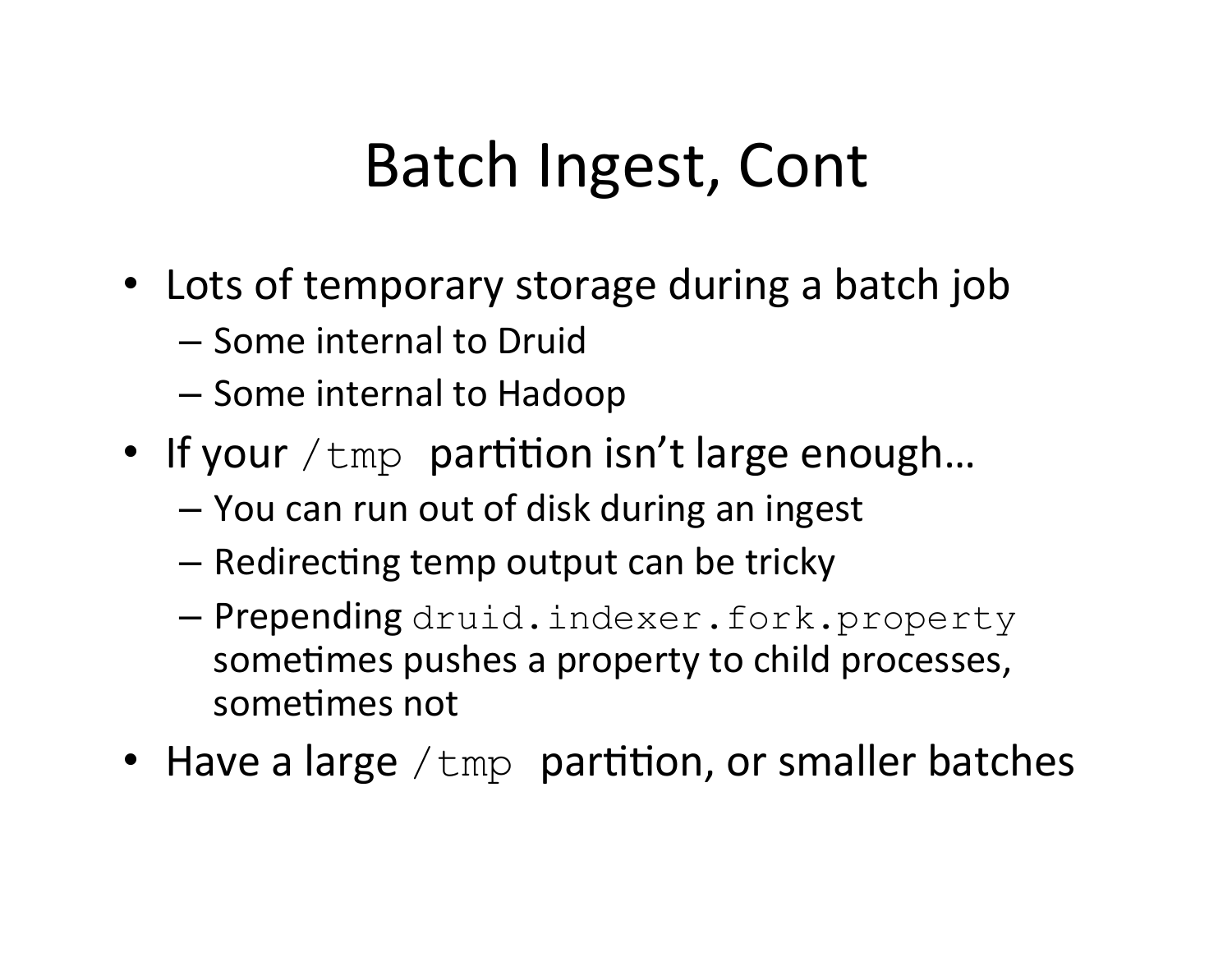# Batch Ingest, Cont

- Lots of temporary storage during a batch job
  - Some internal to Druid
  - Some internal to Hadoop
- If your `/tmp` partition isn't large enough…
  - You can run out of disk during an ingest
  - Redirecting temp output can be tricky
  - Prepending `druid.indexer.fork.property` sometimes pushes a property to child processes, sometimes not
- Have a large `/tmp` partition, or smaller batches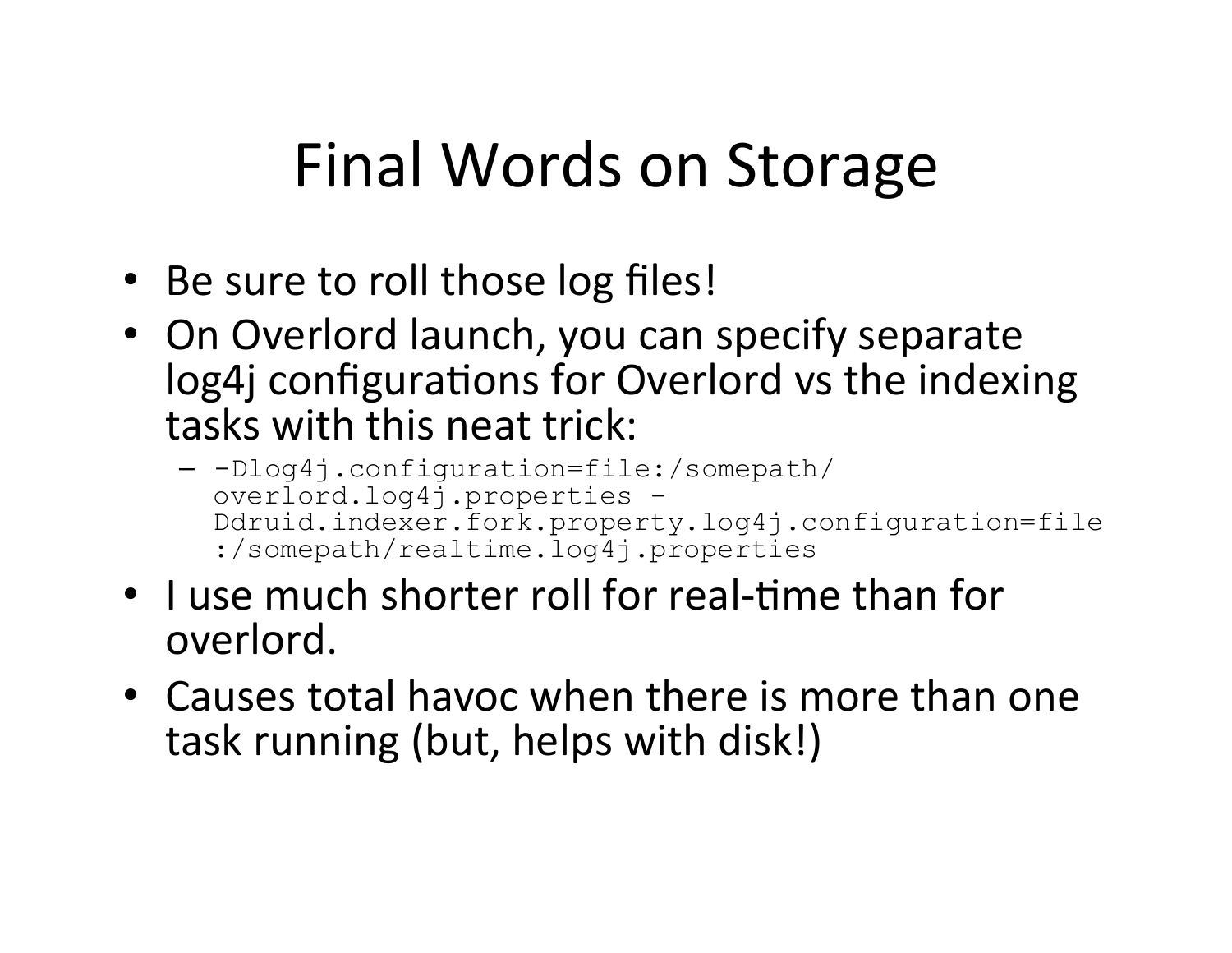# Final Words on Storage

- Be sure to roll those log files!
- On Overlord launch, you can specify separate log4j configurations for Overlord vs the indexing tasks with this neat trick:
  - `-Dlog4j.configuration=file:/somepath/overlord.log4j.properties -Ddruid.indexer.fork.property.log4j.configuration=file:/somepath/realtime.log4j.properties`
- I use much shorter roll for real-time than for overlord.
- Causes total havoc when there is more than one task running (but, helps with disk!)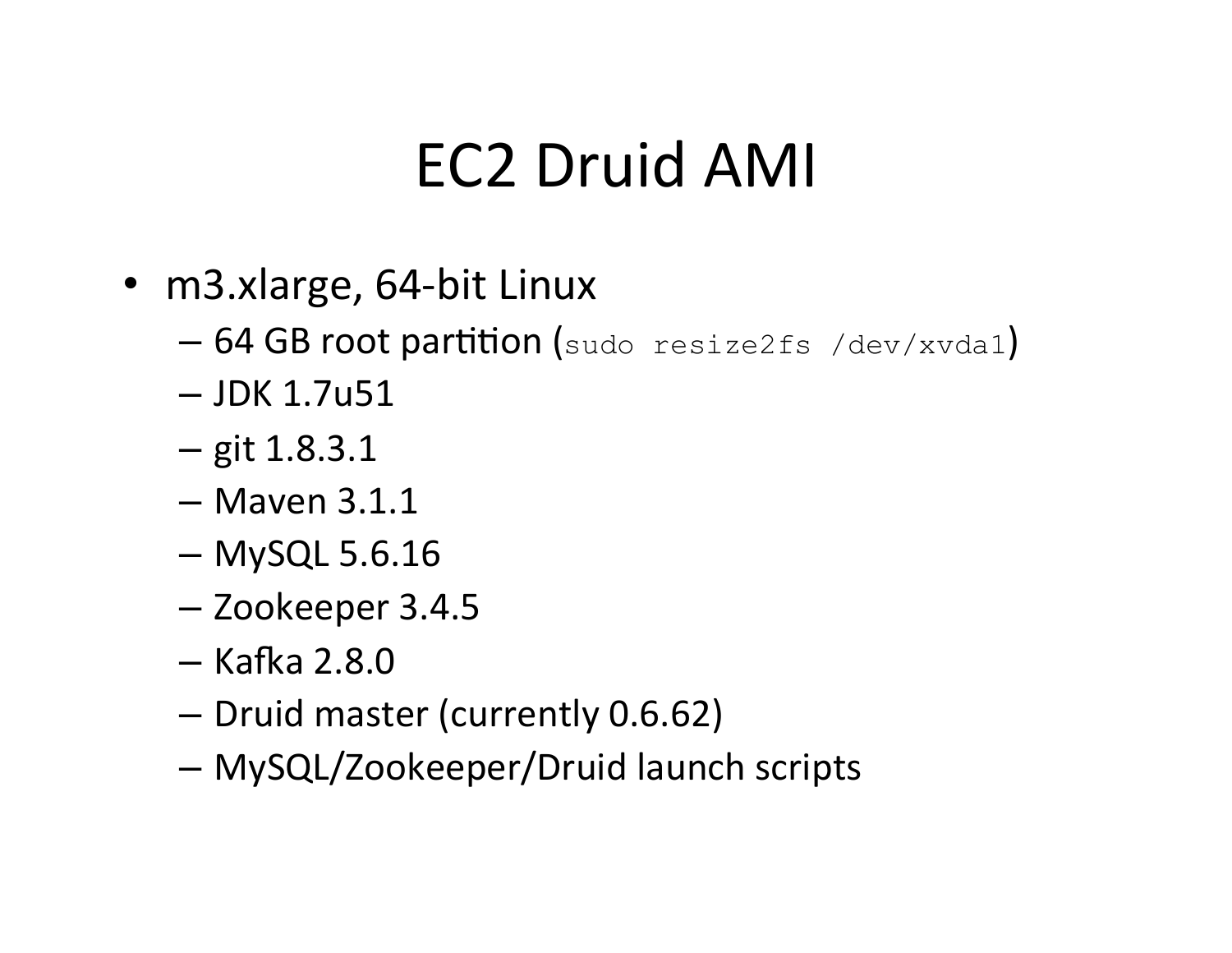# EC2 Druid AMI

- m3.xlarge, 64-bit Linux
  - 64 GB root partition (`sudo resize2fs /dev/xvda1`)
  - JDK 1.7u51
  - git 1.8.3.1
  - Maven 3.1.1
  - MySQL 5.6.16
  - Zookeeper 3.4.5
  - Kafka 2.8.0
  - Druid master (currently 0.6.62)
  - MySQL/Zookeeper/Druid launch scripts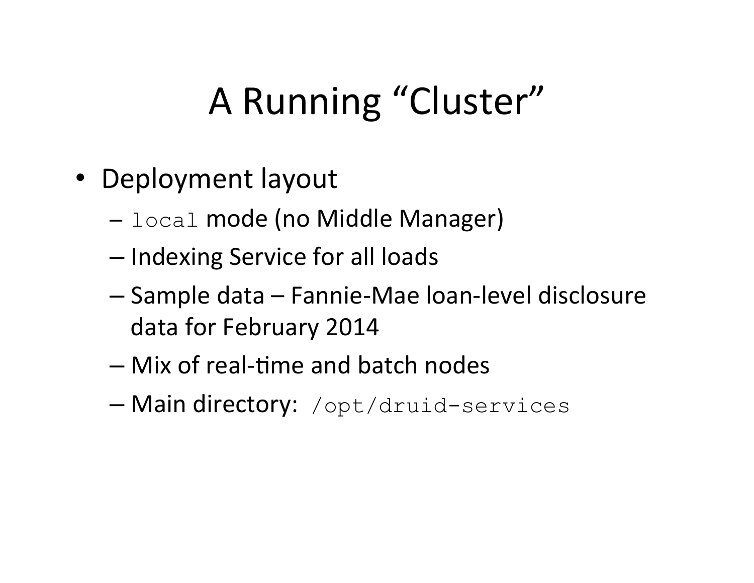# A Running "Cluster"

- Deployment layout
  - `local` mode (no Middle Manager)
  - Indexing Service for all loads
  - Sample data – Fannie-Mae loan-level disclosure data for February 2014
  - Mix of real-time and batch nodes
  - Main directory: `/opt/druid-services`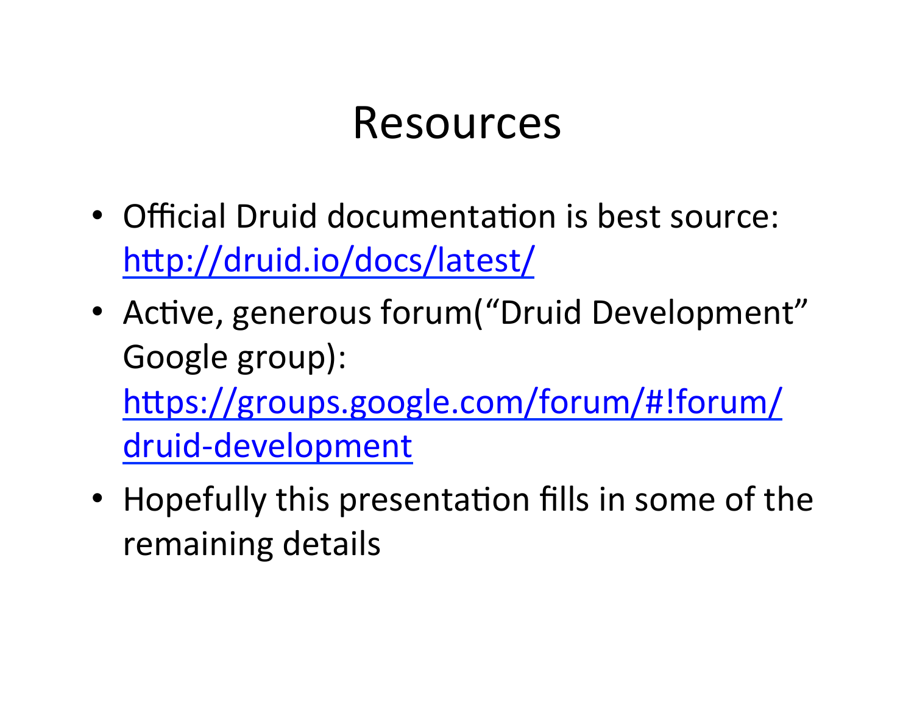# Resources

- Official Druid documentation is best source: http://druid.io/docs/latest/
- Active, generous forum("Druid Development" Google group): https://groups.google.com/forum/#!forum/druid-development
- Hopefully this presentation fills in some of the remaining details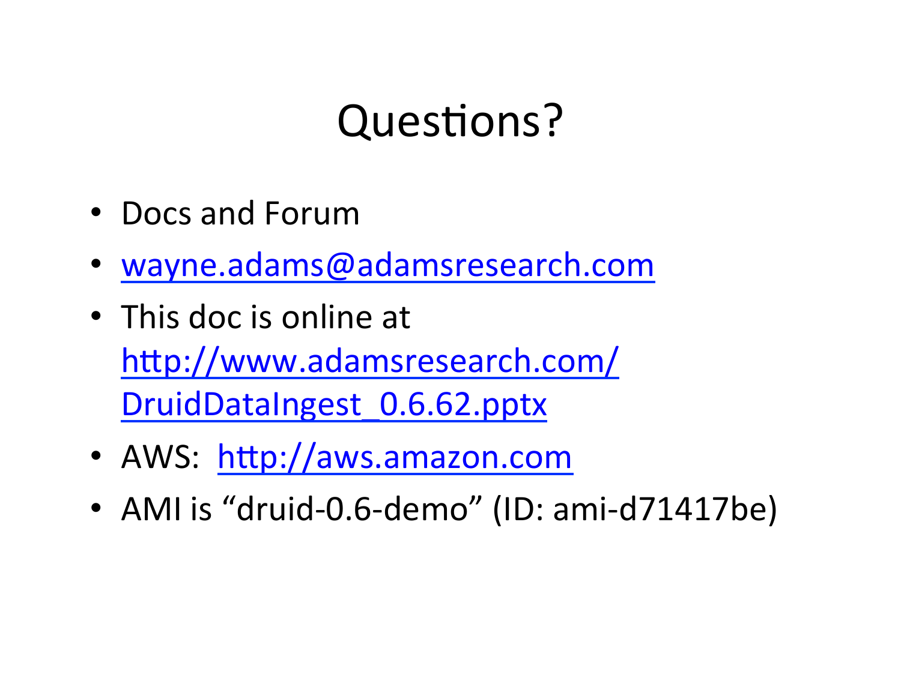# Questions?

- Docs and Forum
- wayne.adams@adamsresearch.com
- This doc is online at http://www.adamsresearch.com/DruidDataIngest_0.6.62.pptx
- AWS: http://aws.amazon.com
- AMI is "druid-0.6-demo" (ID: ami-d71417be)